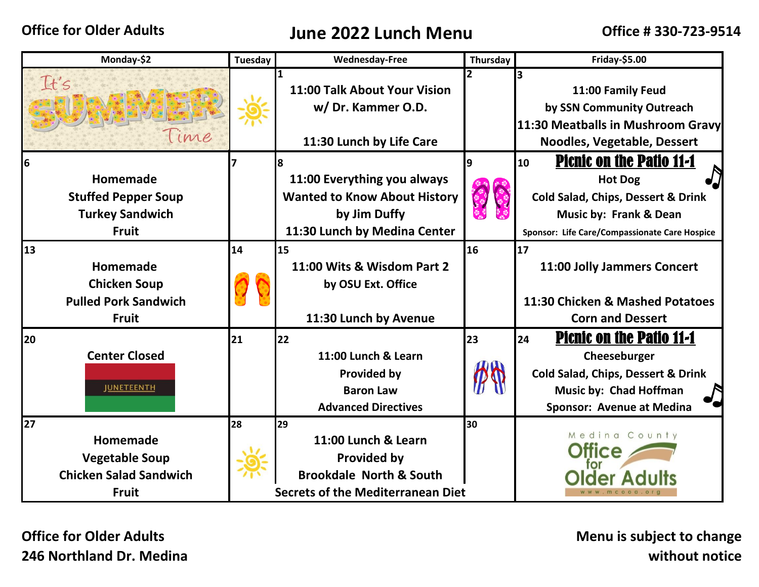**Office for Older Adults**

# June 2022 Lunch Menu

**Office # 330-723-9514**

| Monday-$2 | Tuesday | Wednesday-Free | Thursday | Friday-$5.00 |
|---|---|---|---|---|
| It's SUMMER Time | | 1<br>11:00 Talk About Your Vision w/ Dr. Kammer O.D.<br><br>11:30 Lunch by Life Care | 2 | 3<br>11:00 Family Feud by SSN Community Outreach<br>11:30 Meatballs in Mushroom Gravy<br>Noodles, Vegetable, Dessert |
| 6<br>Homemade<br>Stuffed Pepper Soup<br>Turkey Sandwich<br>Fruit | 7 | 8<br>11:00 Everything you always Wanted to Know About History by Jim Duffy<br>11:30 Lunch by Medina Center | 9 | 10 **Picnic on the Patio 11-1**<br>Hot Dog<br>Cold Salad, Chips, Dessert & Drink<br>Music by: Frank & Dean<br>Sponsor: Life Care/Compassionate Care Hospice |
| 13<br>Homemade<br>Chicken Soup<br>Pulled Pork Sandwich<br>Fruit | 14 | 15<br>11:00 Wits & Wisdom Part 2 by OSU Ext. Office<br><br>11:30 Lunch by Avenue | 16 | 17<br>11:00 Jolly Jammers Concert<br><br>11:30 Chicken & Mashed Potatoes<br>Corn and Dessert |
| 20<br>Center Closed<br>JUNETEENTH | 21 | 22<br>11:00 Lunch & Learn<br>Provided by<br>Baron Law<br>Advanced Directives | 23 | 24 **Picnic on the Patio 11-1**<br>Cheeseburger<br>Cold Salad, Chips, Dessert & Drink<br>Music by: Chad Hoffman<br>Sponsor: Avenue at Medina |
| 27<br>Homemade<br>Vegetable Soup<br>Chicken Salad Sandwich<br>Fruit | 28 | 29<br>11:00 Lunch & Learn<br>Provided by<br>Brookdale North & South<br>Secrets of the Mediterranean Diet | 30 | Medina County Office for Older Adults<br>www.mcooa.org |

**Office for Older Adults**
**246 Northland Dr. Medina**

**Menu is subject to change without notice**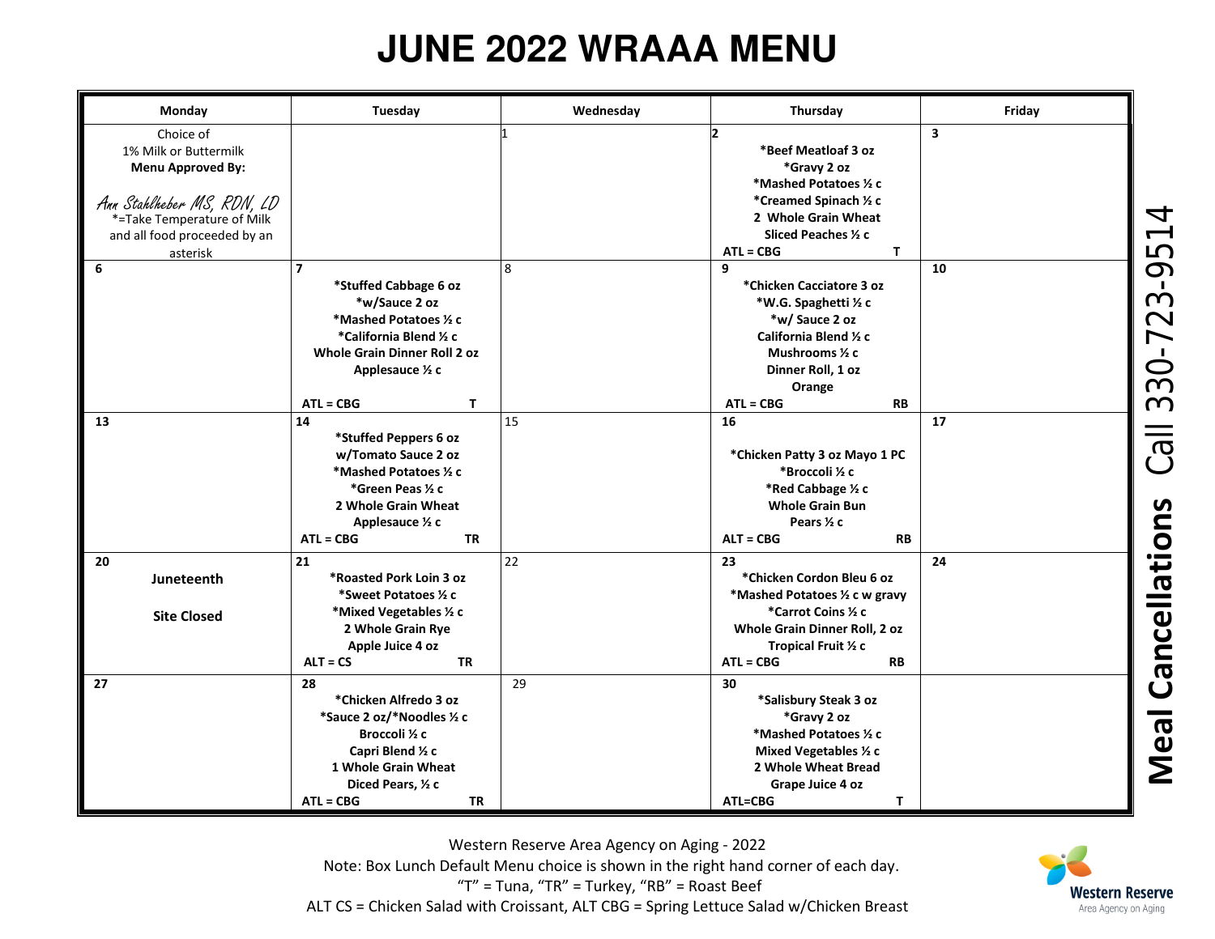# JUNE 2022 WRAAA MENU

| Monday | Tuesday | Wednesday | Thursday | Friday |
|---|---|---|---|---|
| Choice of 1% Milk or Buttermilk **Menu Approved By:** Ann Stahlheber MS, RDN, LD *=Take Temperature of Milk and all food proceeded by an asterisk | | 1 | **2** **\*Beef Meatloaf 3 oz** **\*Gravy 2 oz** **\*Mashed Potatoes ½ c** **\*Creamed Spinach ½ c** **2 Whole Grain Wheat** **Sliced Peaches ½ c** **ATL = CBG** **T** | **3** |
| **6** | **7** **\*Stuffed Cabbage 6 oz** **\*w/Sauce 2 oz** **\*Mashed Potatoes ½ c** **\*California Blend ½ c** **Whole Grain Dinner Roll 2 oz** **Applesauce ½ c** **ATL = CBG** **T** | 8 | **9** **\*Chicken Cacciatore 3 oz** **\*W.G. Spaghetti ½ c** **\*w/ Sauce 2 oz** **California Blend ½ c** **Mushrooms ½ c** **Dinner Roll, 1 oz** **Orange** **ATL = CBG** **RB** | **10** |
| **13** | **14** **\*Stuffed Peppers 6 oz** **w/Tomato Sauce 2 oz** **\*Mashed Potatoes ½ c** **\*Green Peas ½ c** **2 Whole Grain Wheat** **Applesauce ½ c** **ATL = CBG** **TR** | 15 | **16** **\*Chicken Patty 3 oz Mayo 1 PC** **\*Broccoli ½ c** **\*Red Cabbage ½ c** **Whole Grain Bun** **Pears ½ c** **ALT = CBG** **RB** | **17** |
| **20** **Juneteenth** **Site Closed** | **21** **\*Roasted Pork Loin 3 oz** **\*Sweet Potatoes ½ c** **\*Mixed Vegetables ½ c** **2 Whole Grain Rye** **Apple Juice 4 oz** **ALT = CS** **TR** | 22 | **23** **\*Chicken Cordon Bleu 6 oz** **\*Mashed Potatoes ½ c w gravy** **\*Carrot Coins ½ c** **Whole Grain Dinner Roll, 2 oz** **Tropical Fruit ½ c** **ATL = CBG** **RB** | **24** |
| **27** | **28** **\*Chicken Alfredo 3 oz** **\*Sauce 2 oz/\*Noodles ½ c** **Broccoli ½ c** **Capri Blend ½ c** **1 Whole Grain Wheat** **Diced Pears, ½ c** **ATL = CBG** **TR** | 29 | **30** **\*Salisbury Steak 3 oz** **\*Gravy 2 oz** **\*Mashed Potatoes ½ c** **Mixed Vegetables ½ c** **2 Whole Wheat Bread** **Grape Juice 4 oz** **ATL=CBG** **T** | |

**Meal Cancellations** Call 330-723-9514

Western Reserve Area Agency on Aging - 2022

Note: Box Lunch Default Menu choice is shown in the right hand corner of each day.

"T" = Tuna, "TR" = Turkey, "RB" = Roast Beef

ALT CS = Chicken Salad with Croissant, ALT CBG = Spring Lettuce Salad w/Chicken Breast

Western Reserve Area Agency on Aging